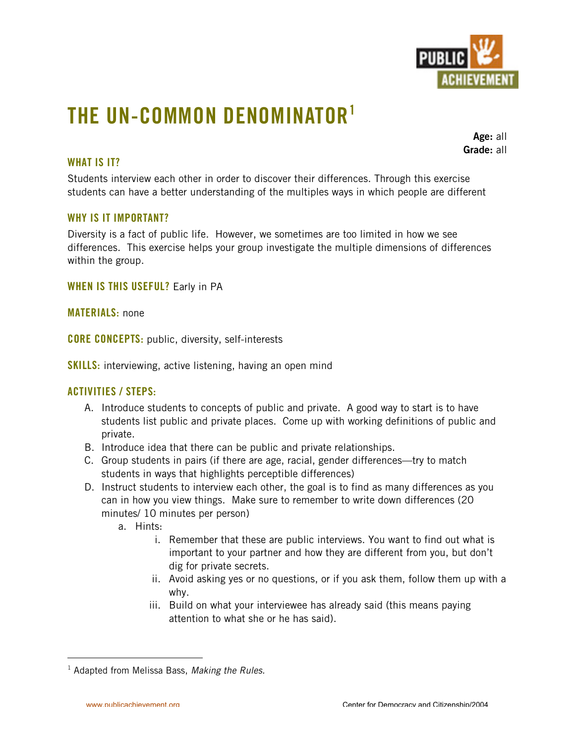# THE UN-COMMON DENOMINATOR[1]

**Age:** all
**Grade:** all

### WHAT IS IT?

Students interview each other in order to discover their differences. Through this exercise students can have a better understanding of the multiples ways in which people are different

### WHY IS IT IMPORTANT?

Diversity is a fact of public life. However, we sometimes are too limited in how we see differences. This exercise helps your group investigate the multiple dimensions of differences within the group.

**WHEN IS THIS USEFUL?** Early in PA

**MATERIALS:** none

**CORE CONCEPTS:** public, diversity, self-interests

**SKILLS:** interviewing, active listening, having an open mind

### ACTIVITIES / STEPS:

A. Introduce students to concepts of public and private. A good way to start is to have students list public and private places. Come up with working definitions of public and private.
B. Introduce idea that there can be public and private relationships.
C. Group students in pairs (if there are age, racial, gender differences—try to match students in ways that highlights perceptible differences)
D. Instruct students to interview each other, the goal is to find as many differences as you can in how you view things. Make sure to remember to write down differences (20 minutes/ 10 minutes per person)
   a. Hints:
      i. Remember that these are public interviews. You want to find out what is important to your partner and how they are different from you, but don't dig for private secrets.
      ii. Avoid asking yes or no questions, or if you ask them, follow them up with a why.
      iii. Build on what your interviewee has already said (this means paying attention to what she or he has said).

---

[1] Adapted from Melissa Bass, *Making the Rules*.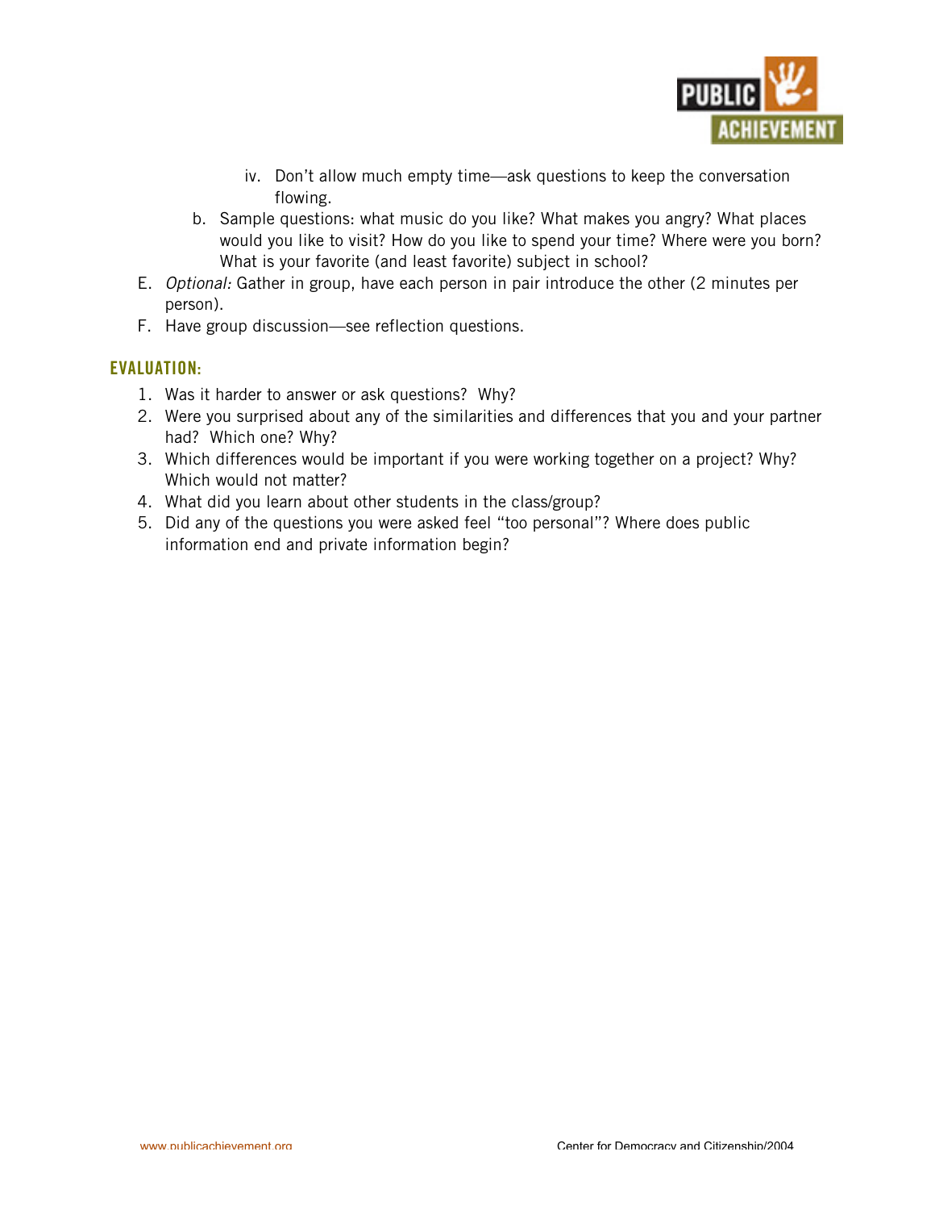iv. Don't allow much empty time—ask questions to keep the conversation flowing.

b. Sample questions: what music do you like? What makes you angry? What places would you like to visit? How do you like to spend your time? Where were you born? What is your favorite (and least favorite) subject in school?

E. *Optional:* Gather in group, have each person in pair introduce the other (2 minutes per person).

F. Have group discussion—see reflection questions.

## EVALUATION:

1. Was it harder to answer or ask questions?  Why?
2. Were you surprised about any of the similarities and differences that you and your partner had?  Which one? Why?
3. Which differences would be important if you were working together on a project? Why? Which would not matter?
4. What did you learn about other students in the class/group?
5. Did any of the questions you were asked feel "too personal"? Where does public information end and private information begin?